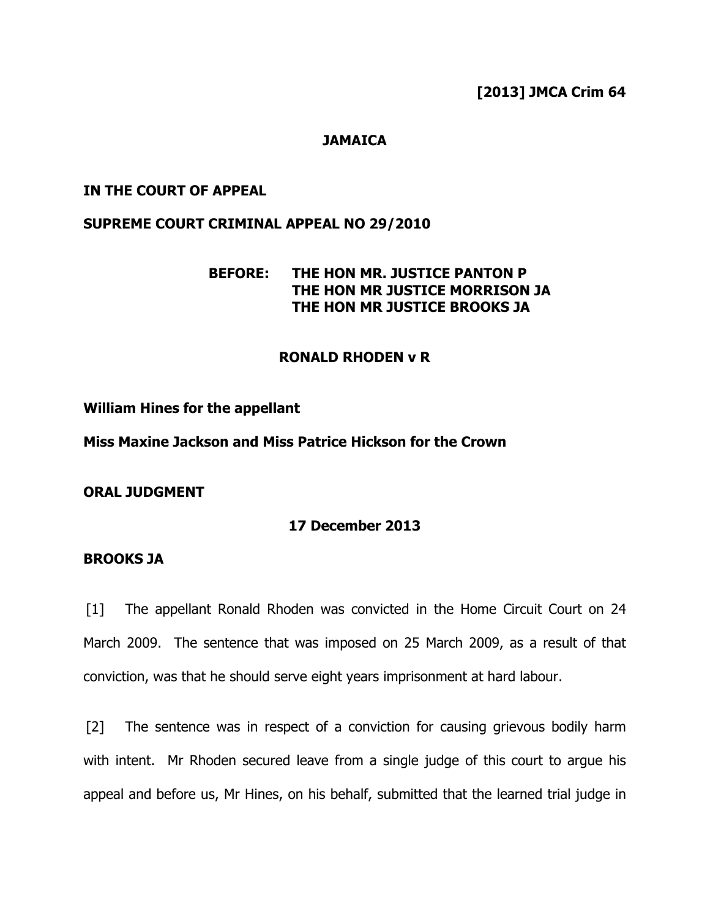**[2013] JMCA Crim 64**

**JAMAICA**

**IN THE COURT OF APPEAL**

**SUPREME COURT CRIMINAL APPEAL NO 29/2010**

**BEFORE: THE HON MR. JUSTICE PANTON P**
**THE HON MR JUSTICE MORRISON JA**
**THE HON MR JUSTICE BROOKS JA**

**RONALD RHODEN v R**

**William Hines for the appellant**

**Miss Maxine Jackson and Miss Patrice Hickson for the Crown**

**ORAL JUDGMENT**

**17 December 2013**

**BROOKS JA**

[1] The appellant Ronald Rhoden was convicted in the Home Circuit Court on 24 March 2009. The sentence that was imposed on 25 March 2009, as a result of that conviction, was that he should serve eight years imprisonment at hard labour.

[2] The sentence was in respect of a conviction for causing grievous bodily harm with intent. Mr Rhoden secured leave from a single judge of this court to argue his appeal and before us, Mr Hines, on his behalf, submitted that the learned trial judge in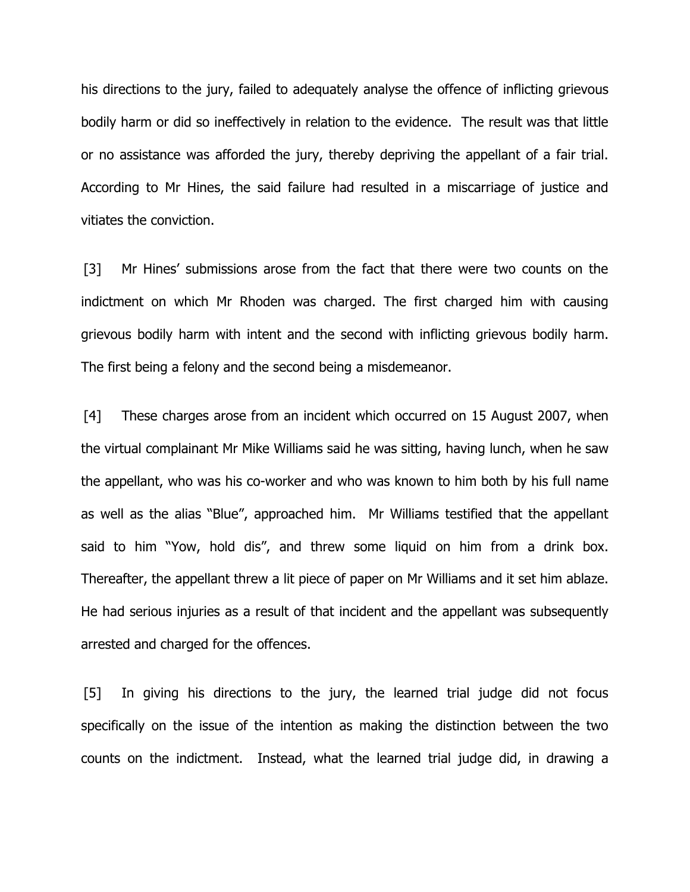his directions to the jury, failed to adequately analyse the offence of inflicting grievous bodily harm or did so ineffectively in relation to the evidence. The result was that little or no assistance was afforded the jury, thereby depriving the appellant of a fair trial. According to Mr Hines, the said failure had resulted in a miscarriage of justice and vitiates the conviction.

[3] Mr Hines' submissions arose from the fact that there were two counts on the indictment on which Mr Rhoden was charged. The first charged him with causing grievous bodily harm with intent and the second with inflicting grievous bodily harm. The first being a felony and the second being a misdemeanor.

[4] These charges arose from an incident which occurred on 15 August 2007, when the virtual complainant Mr Mike Williams said he was sitting, having lunch, when he saw the appellant, who was his co-worker and who was known to him both by his full name as well as the alias "Blue", approached him. Mr Williams testified that the appellant said to him "Yow, hold dis", and threw some liquid on him from a drink box. Thereafter, the appellant threw a lit piece of paper on Mr Williams and it set him ablaze. He had serious injuries as a result of that incident and the appellant was subsequently arrested and charged for the offences.

[5] In giving his directions to the jury, the learned trial judge did not focus specifically on the issue of the intention as making the distinction between the two counts on the indictment. Instead, what the learned trial judge did, in drawing a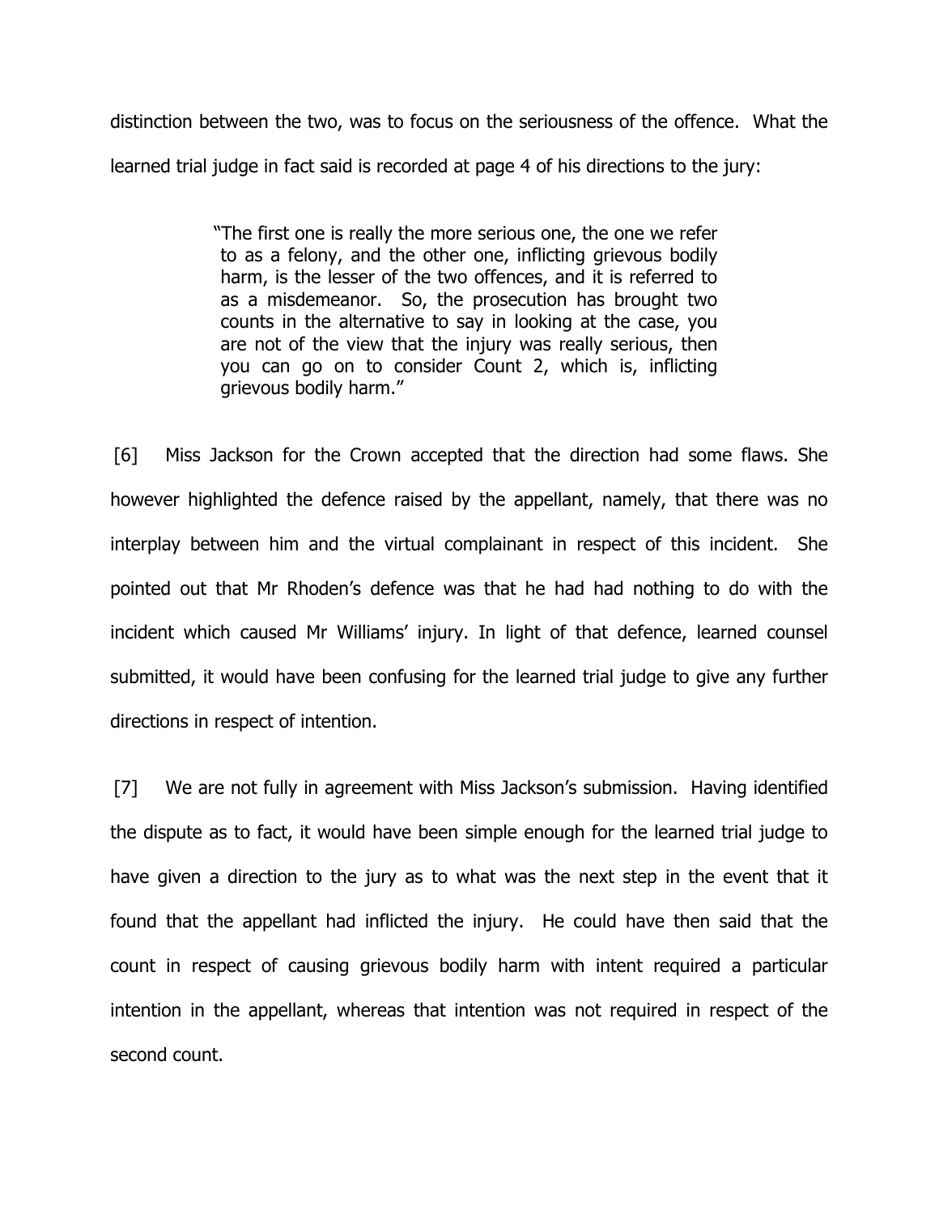distinction between the two, was to focus on the seriousness of the offence. What the learned trial judge in fact said is recorded at page 4 of his directions to the jury:

> "The first one is really the more serious one, the one we refer to as a felony, and the other one, inflicting grievous bodily harm, is the lesser of the two offences, and it is referred to as a misdemeanor. So, the prosecution has brought two counts in the alternative to say in looking at the case, you are not of the view that the injury was really serious, then you can go on to consider Count 2, which is, inflicting grievous bodily harm."

[6] Miss Jackson for the Crown accepted that the direction had some flaws. She however highlighted the defence raised by the appellant, namely, that there was no interplay between him and the virtual complainant in respect of this incident. She pointed out that Mr Rhoden's defence was that he had had nothing to do with the incident which caused Mr Williams' injury. In light of that defence, learned counsel submitted, it would have been confusing for the learned trial judge to give any further directions in respect of intention.

[7] We are not fully in agreement with Miss Jackson's submission. Having identified the dispute as to fact, it would have been simple enough for the learned trial judge to have given a direction to the jury as to what was the next step in the event that it found that the appellant had inflicted the injury. He could have then said that the count in respect of causing grievous bodily harm with intent required a particular intention in the appellant, whereas that intention was not required in respect of the second count.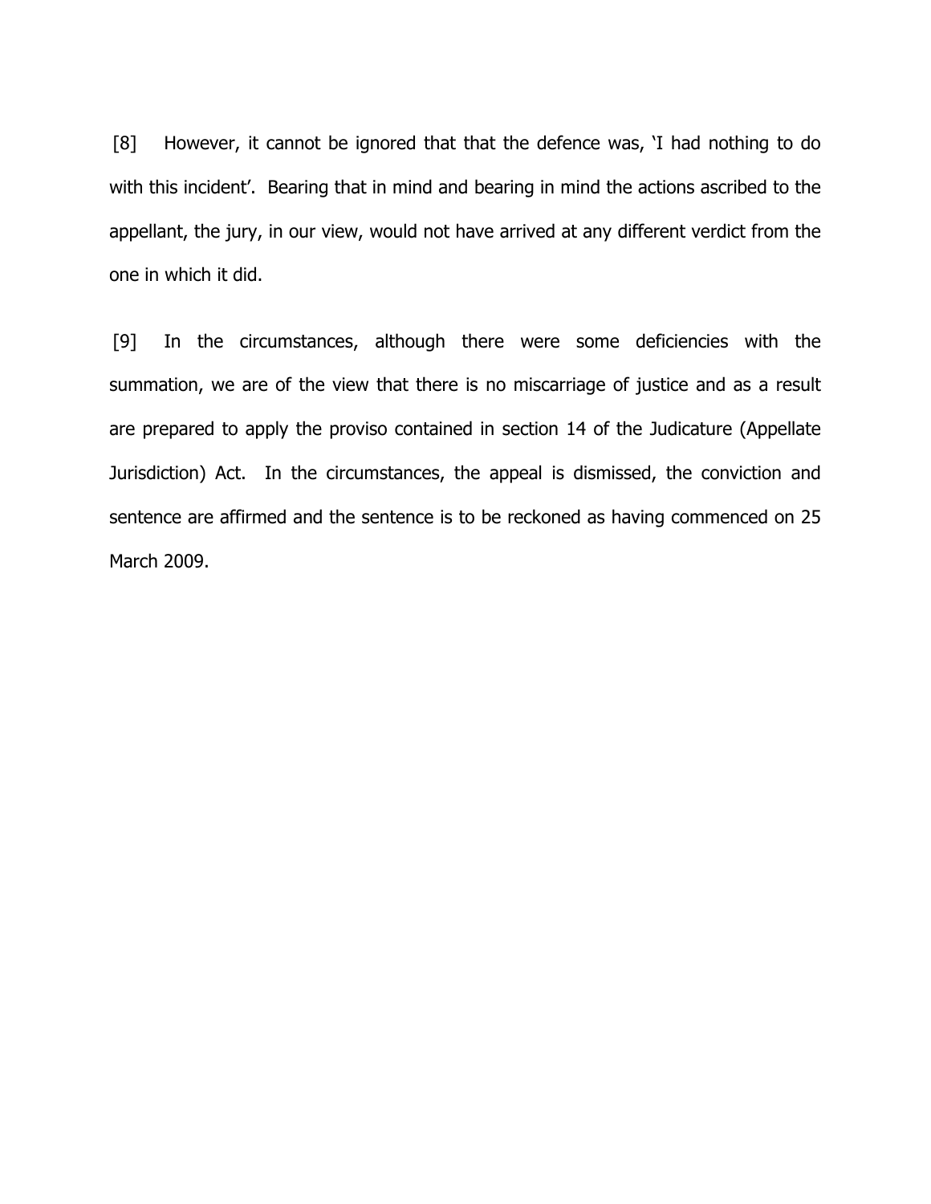[8] However, it cannot be ignored that that the defence was, 'I had nothing to do with this incident'. Bearing that in mind and bearing in mind the actions ascribed to the appellant, the jury, in our view, would not have arrived at any different verdict from the one in which it did.

[9] In the circumstances, although there were some deficiencies with the summation, we are of the view that there is no miscarriage of justice and as a result are prepared to apply the proviso contained in section 14 of the Judicature (Appellate Jurisdiction) Act. In the circumstances, the appeal is dismissed, the conviction and sentence are affirmed and the sentence is to be reckoned as having commenced on 25 March 2009.